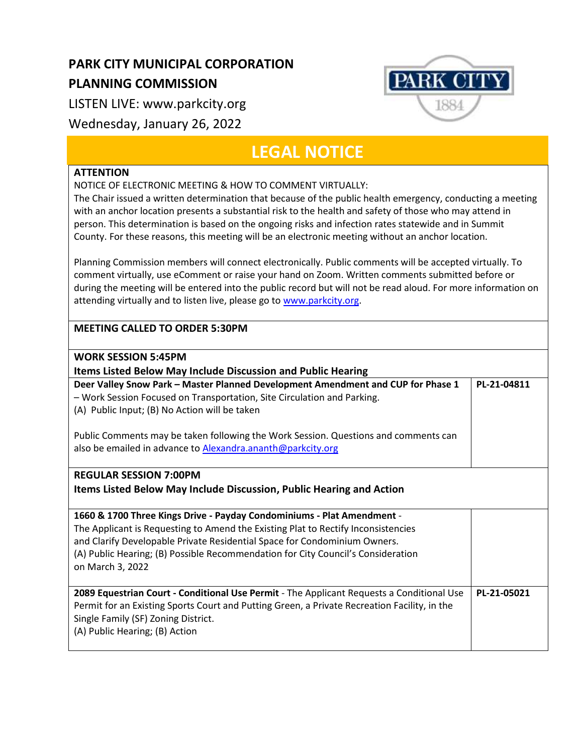# PARK CITY MUNICIPAL CORPORATION
# PLANNING COMMISSION

LISTEN LIVE: www.parkcity.org

Wednesday, January 26, 2022

## LEGAL NOTICE

**ATTENTION**

NOTICE OF ELECTRONIC MEETING & HOW TO COMMENT VIRTUALLY:

The Chair issued a written determination that because of the public health emergency, conducting a meeting with an anchor location presents a substantial risk to the health and safety of those who may attend in person. This determination is based on the ongoing risks and infection rates statewide and in Summit County. For these reasons, this meeting will be an electronic meeting without an anchor location.

Planning Commission members will connect electronically. Public comments will be accepted virtually. To comment virtually, use eComment or raise your hand on Zoom. Written comments submitted before or during the meeting will be entered into the public record but will not be read aloud. For more information on attending virtually and to listen live, please go to [www.parkcity.org](www.parkcity.org).

**MEETING CALLED TO ORDER 5:30PM**

**WORK SESSION 5:45PM**

**Items Listed Below May Include Discussion and Public Hearing**

| Item | Application |
|---|---|
| **Deer Valley Snow Park – Master Planned Development Amendment and CUP for Phase 1** – Work Session Focused on Transportation, Site Circulation and Parking.<br>(A) Public Input; (B) No Action will be taken<br><br>Public Comments may be taken following the Work Session. Questions and comments can also be emailed in advance to [Alexandra.ananth@parkcity.org](mailto:Alexandra.ananth@parkcity.org) | **PL-21-04811** |

**REGULAR SESSION 7:00PM**

**Items Listed Below May Include Discussion, Public Hearing and Action**

| Item | Application |
|---|---|
| **1660 & 1700 Three Kings Drive - Payday Condominiums - Plat Amendment** - The Applicant is Requesting to Amend the Existing Plat to Rectify Inconsistencies and Clarify Developable Private Residential Space for Condominium Owners.<br>(A) Public Hearing; (B) Possible Recommendation for City Council's Consideration on March 3, 2022 | |
| **2089 Equestrian Court - Conditional Use Permit** - The Applicant Requests a Conditional Use Permit for an Existing Sports Court and Putting Green, a Private Recreation Facility, in the Single Family (SF) Zoning District.<br>(A) Public Hearing; (B) Action | **PL-21-05021** |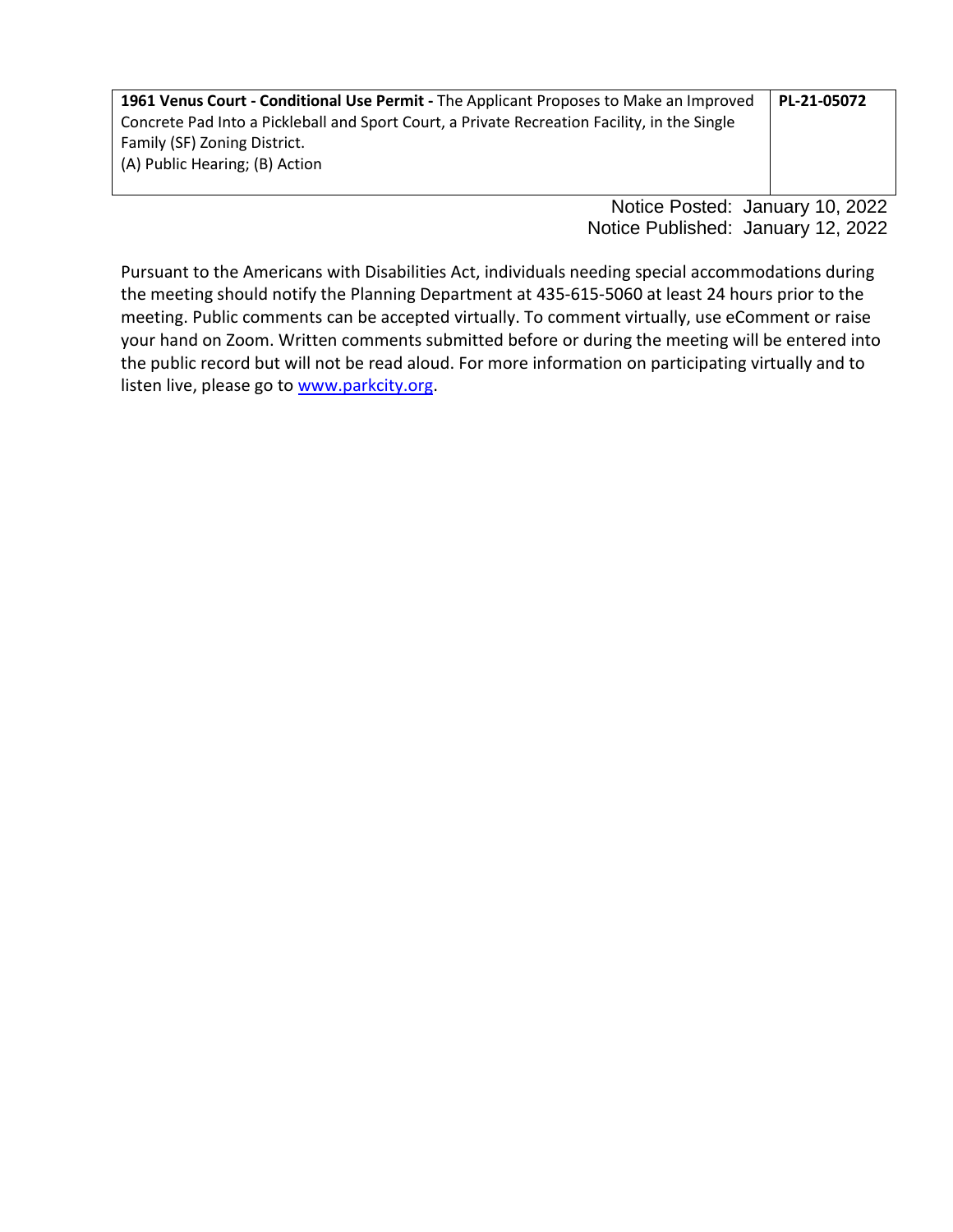| | |
|---|---|
| **1961 Venus Court - Conditional Use Permit -** The Applicant Proposes to Make an Improved Concrete Pad Into a Pickleball and Sport Court, a Private Recreation Facility, in the Single Family (SF) Zoning District.<br>(A) Public Hearing; (B) Action | **PL-21-05072** |

Notice Posted: January 10, 2022
Notice Published: January 12, 2022

Pursuant to the Americans with Disabilities Act, individuals needing special accommodations during the meeting should notify the Planning Department at 435-615-5060 at least 24 hours prior to the meeting. Public comments can be accepted virtually. To comment virtually, use eComment or raise your hand on Zoom. Written comments submitted before or during the meeting will be entered into the public record but will not be read aloud. For more information on participating virtually and to listen live, please go to [www.parkcity.org](www.parkcity.org).